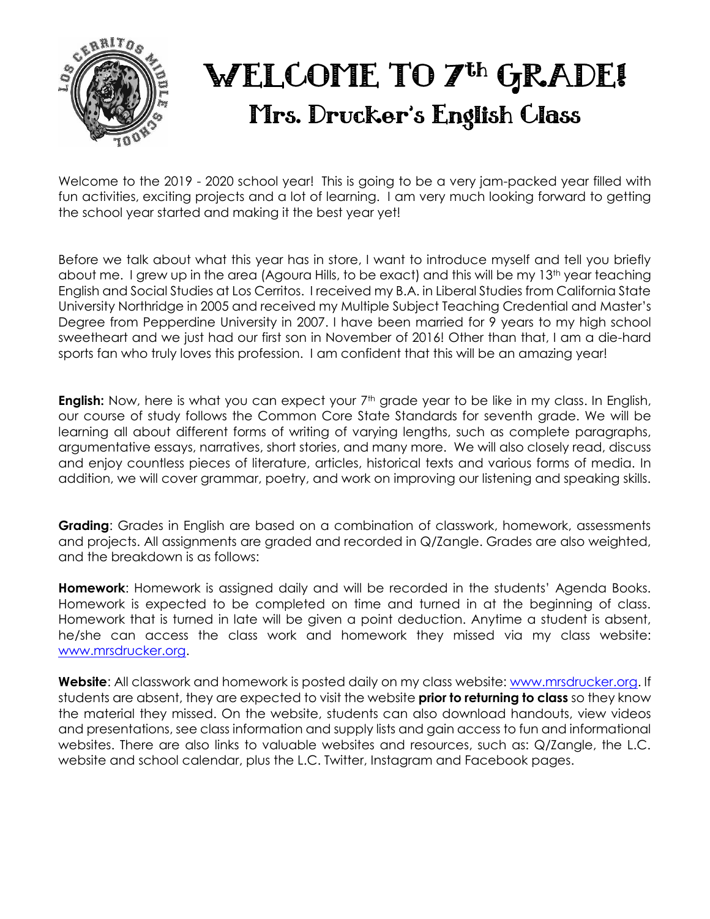# WELCOME TO 7th GRADE!

## Mrs. Drucker's English Class

Welcome to the 2019 - 2020 school year! This is going to be a very jam-packed year filled with fun activities, exciting projects and a lot of learning. I am very much looking forward to getting the school year started and making it the best year yet!

Before we talk about what this year has in store, I want to introduce myself and tell you briefly about me. I grew up in the area (Agoura Hills, to be exact) and this will be my 13th year teaching English and Social Studies at Los Cerritos. I received my B.A. in Liberal Studies from California State University Northridge in 2005 and received my Multiple Subject Teaching Credential and Master's Degree from Pepperdine University in 2007. I have been married for 9 years to my high school sweetheart and we just had our first son in November of 2016! Other than that, I am a die-hard sports fan who truly loves this profession. I am confident that this will be an amazing year!

**English:** Now, here is what you can expect your 7th grade year to be like in my class. In English, our course of study follows the Common Core State Standards for seventh grade. We will be learning all about different forms of writing of varying lengths, such as complete paragraphs, argumentative essays, narratives, short stories, and many more. We will also closely read, discuss and enjoy countless pieces of literature, articles, historical texts and various forms of media. In addition, we will cover grammar, poetry, and work on improving our listening and speaking skills.

**Grading**: Grades in English are based on a combination of classwork, homework, assessments and projects. All assignments are graded and recorded in Q/Zangle. Grades are also weighted, and the breakdown is as follows:

**Homework**: Homework is assigned daily and will be recorded in the students' Agenda Books. Homework is expected to be completed on time and turned in at the beginning of class. Homework that is turned in late will be given a point deduction. Anytime a student is absent, he/she can access the class work and homework they missed via my class website: [www.mrsdrucker.org](http://www.mrsdrucker.org).

**Website**: All classwork and homework is posted daily on my class website: [www.mrsdrucker.org](http://www.mrsdrucker.org). If students are absent, they are expected to visit the website **prior to returning to class** so they know the material they missed. On the website, students can also download handouts, view videos and presentations, see class information and supply lists and gain access to fun and informational websites. There are also links to valuable websites and resources, such as: Q/Zangle, the L.C. website and school calendar, plus the L.C. Twitter, Instagram and Facebook pages.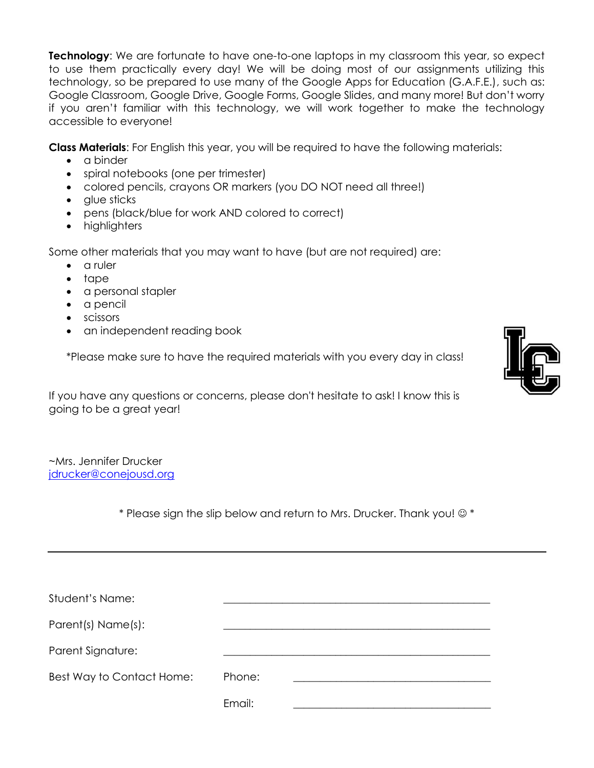**Technology**: We are fortunate to have one-to-one laptops in my classroom this year, so expect to use them practically every day! We will be doing most of our assignments utilizing this technology, so be prepared to use many of the Google Apps for Education (G.A.F.E.), such as: Google Classroom, Google Drive, Google Forms, Google Slides, and many more! But don't worry if you aren't familiar with this technology, we will work together to make the technology accessible to everyone!

**Class Materials**: For English this year, you will be required to have the following materials:

- a binder
- spiral notebooks (one per trimester)
- colored pencils, crayons OR markers (you DO NOT need all three!)
- glue sticks
- pens (black/blue for work AND colored to correct)
- highlighters

Some other materials that you may want to have (but are not required) are:

- a ruler
- tape
- a personal stapler
- a pencil
- scissors
- an independent reading book

*Please make sure to have the required materials with you every day in class!

If you have any questions or concerns, please don't hesitate to ask! I know this is going to be a great year!

~Mrs. Jennifer Drucker
jdrucker@conejousd.org

* Please sign the slip below and return to Mrs. Drucker. Thank you! ☺ *

---

Student's Name: ______________________________

Parent(s) Name(s): ______________________________

Parent Signature: ______________________________

Best Way to Contact Home: Phone: ______________________

Email: ______________________